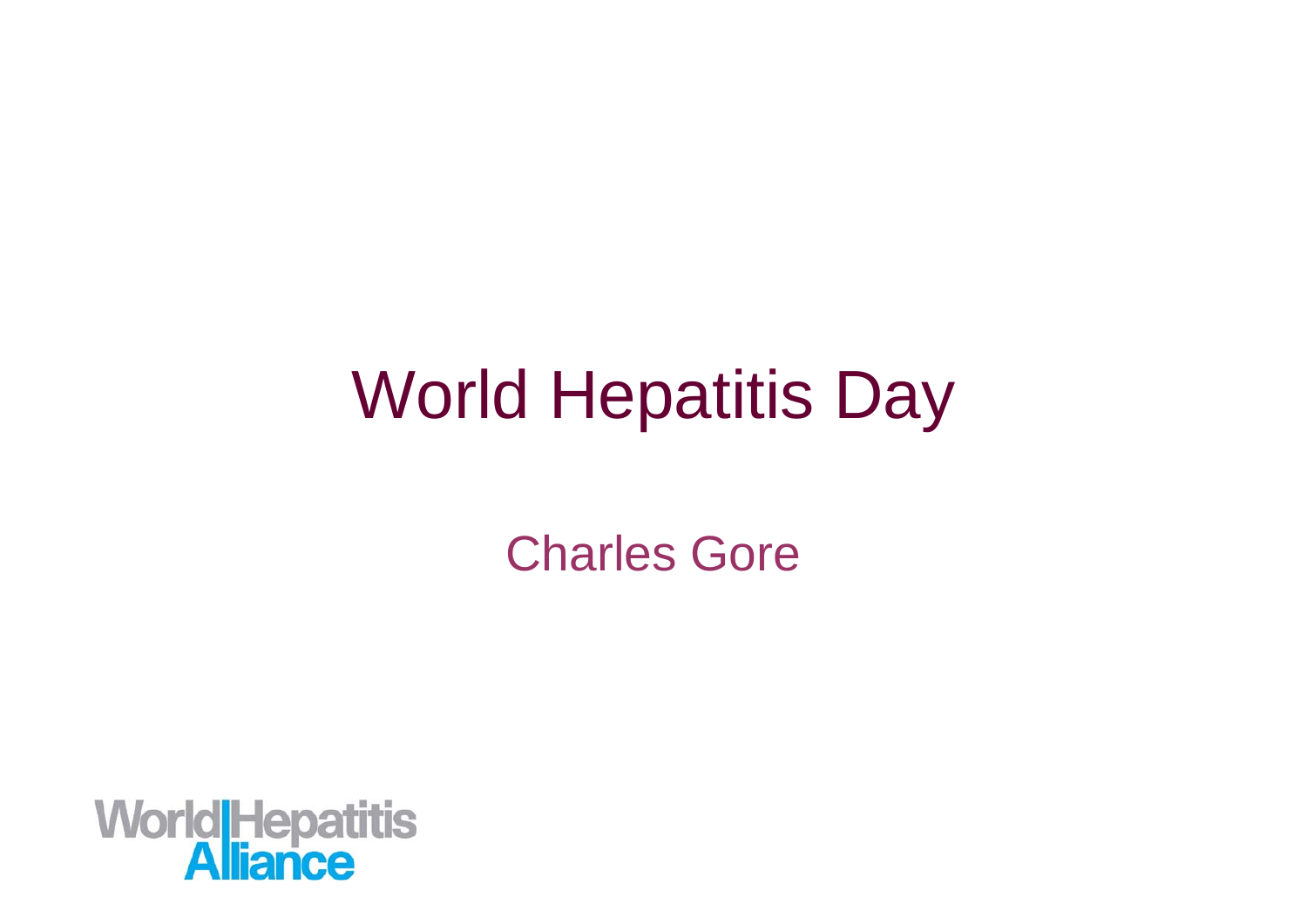# World Hepatitis Day

Charles Gore

World Hepatitis Alliance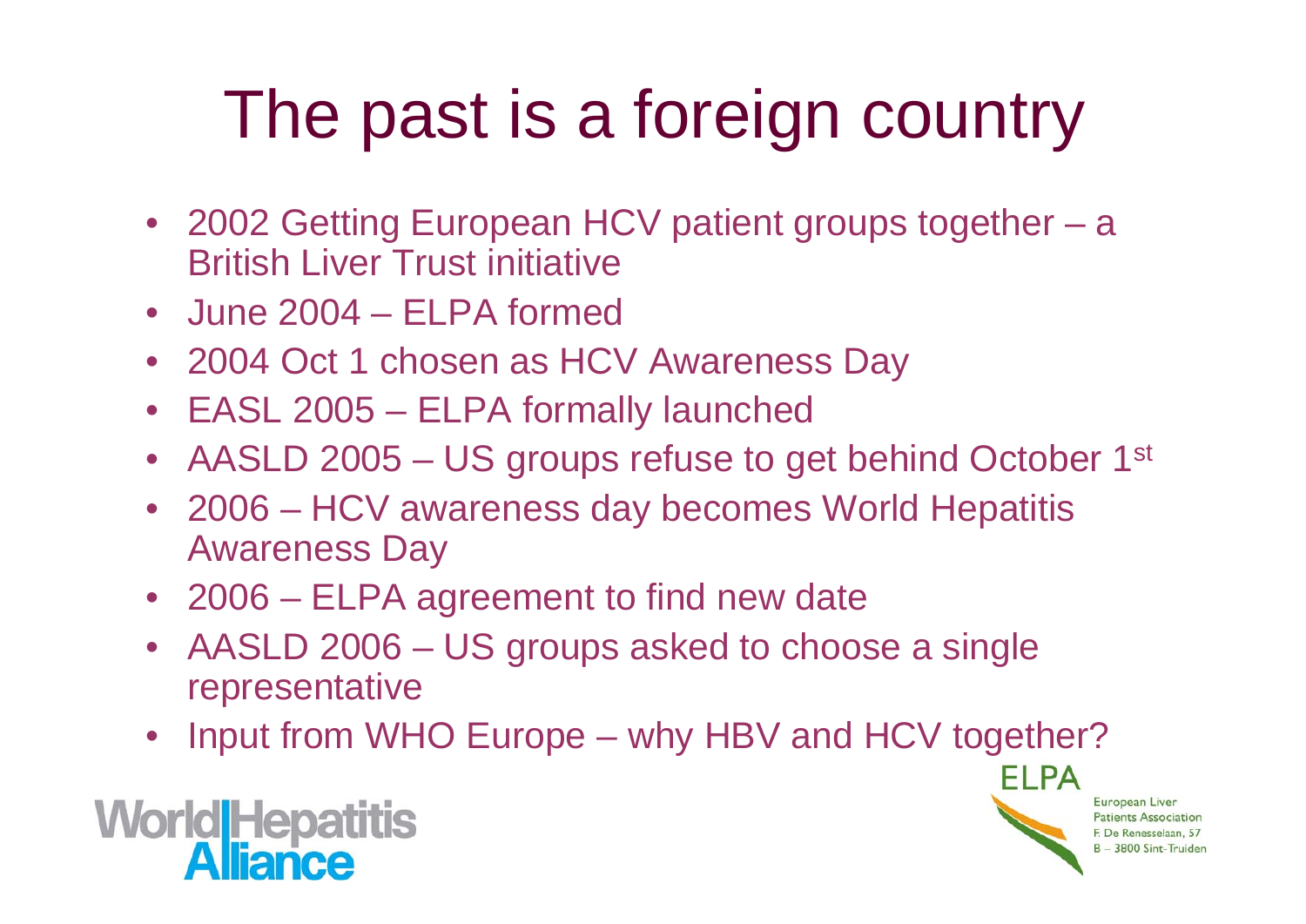# The past is a foreign country

- 2002 Getting European HCV patient groups together – a British Liver Trust initiative
- June 2004 – ELPA formed
- 2004 Oct 1 chosen as HCV Awareness Day
- EASL 2005 – ELPA formally launched
- AASLD 2005 – US groups refuse to get behind October 1st
- 2006 – HCV awareness day becomes World Hepatitis Awareness Day
- 2006 – ELPA agreement to find new date
- AASLD 2006 – US groups asked to choose a single representative
- Input from WHO Europe – why HBV and HCV together?

World Hepatitis Alliance

ELPA
European Liver Patients Association
F. De Renesselaan, 57
B – 3800 Sint-Truiden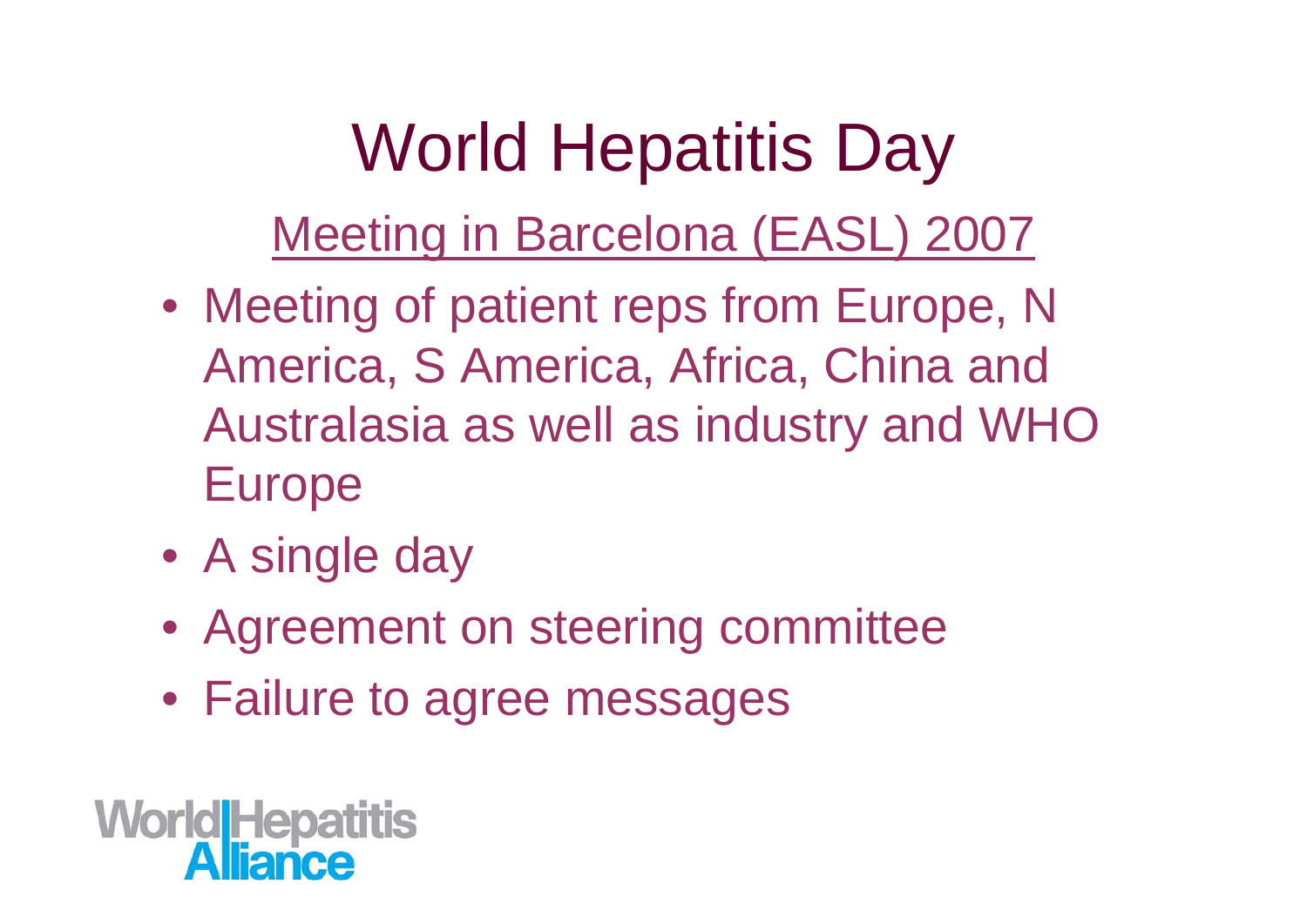# World Hepatitis Day

## Meeting in Barcelona (EASL) 2007

- Meeting of patient reps from Europe, N America, S America, Africa, China and Australasia as well as industry and WHO Europe
- A single day
- Agreement on steering committee
- Failure to agree messages

World Hepatitis Alliance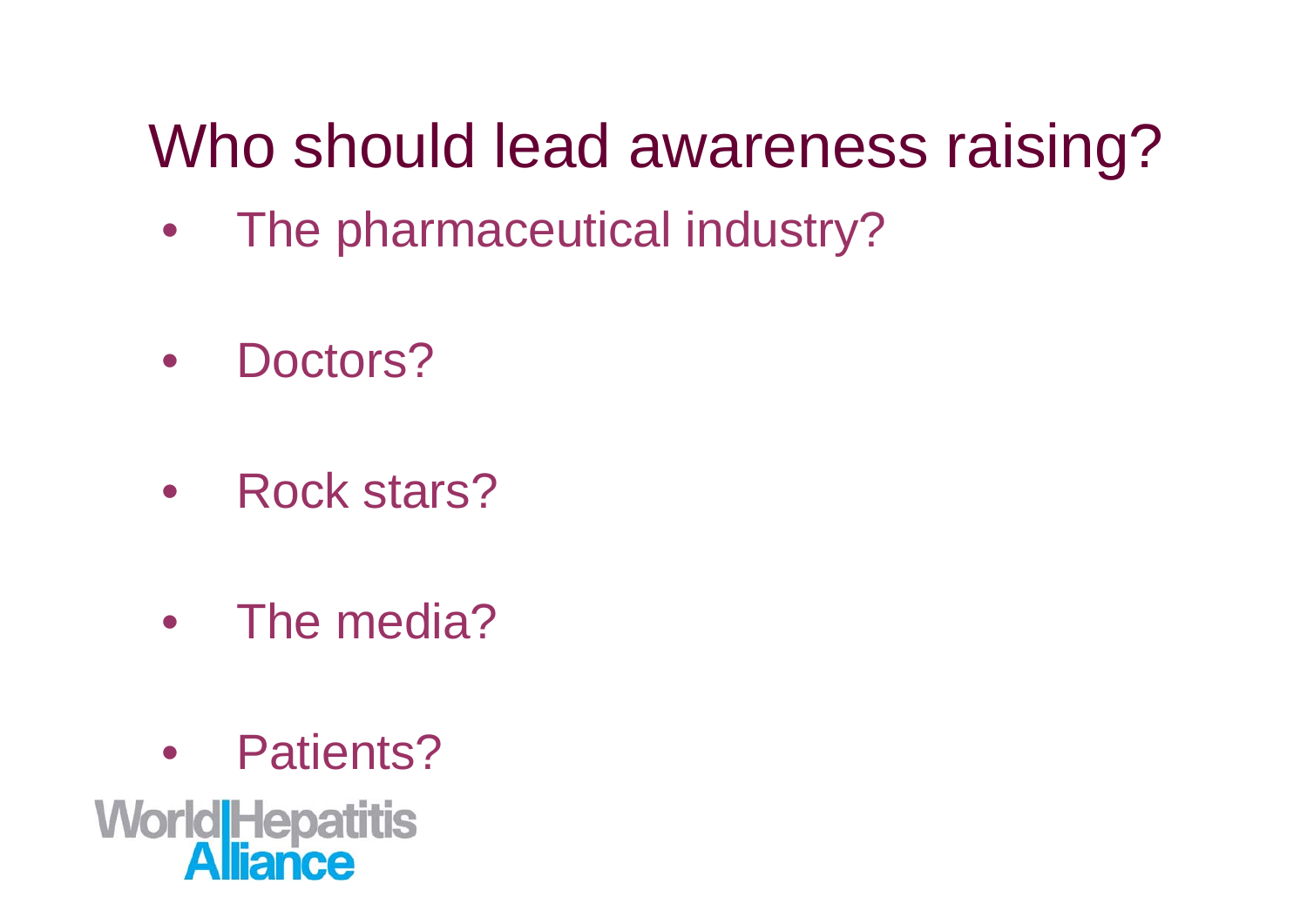# Who should lead awareness raising?

- The pharmaceutical industry?
- Doctors?
- Rock stars?
- The media?
- Patients?

World Hepatitis Alliance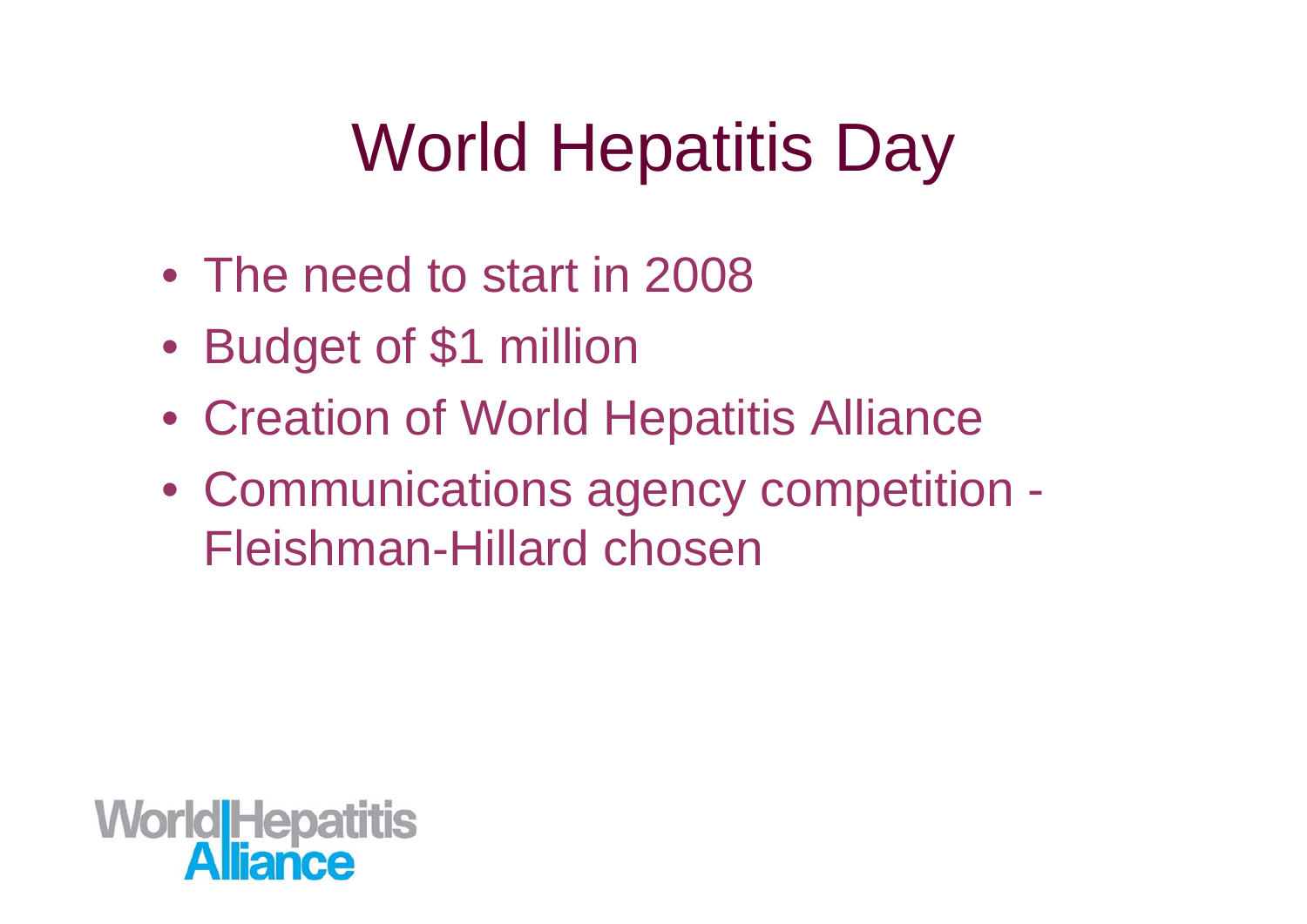# World Hepatitis Day

- The need to start in 2008
- Budget of $1 million
- Creation of World Hepatitis Alliance
- Communications agency competition - Fleishman-Hillard chosen

World Hepatitis Alliance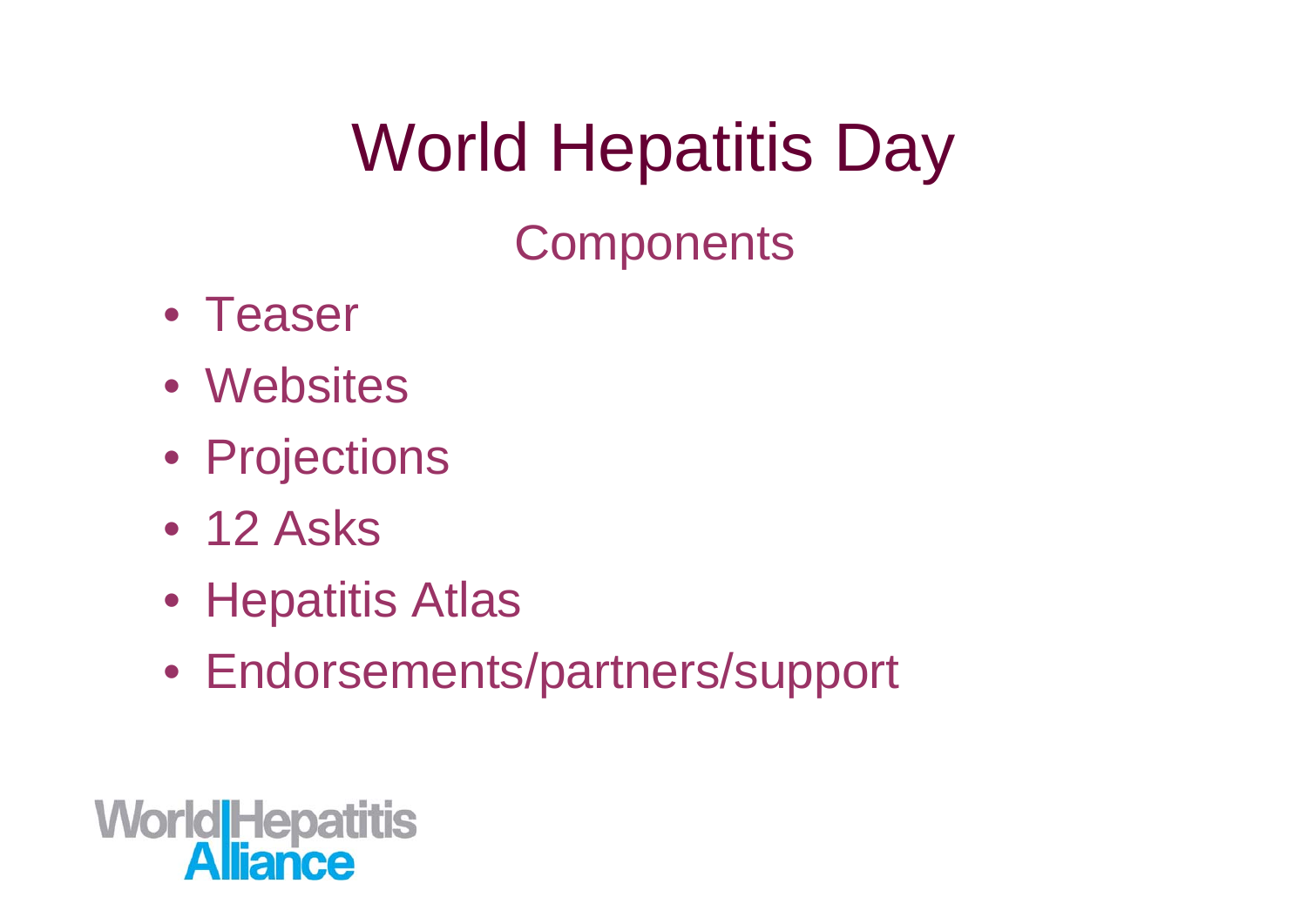# World Hepatitis Day

## Components

- Teaser
- Websites
- Projections
- 12 Asks
- Hepatitis Atlas
- Endorsements/partners/support

World Hepatitis Alliance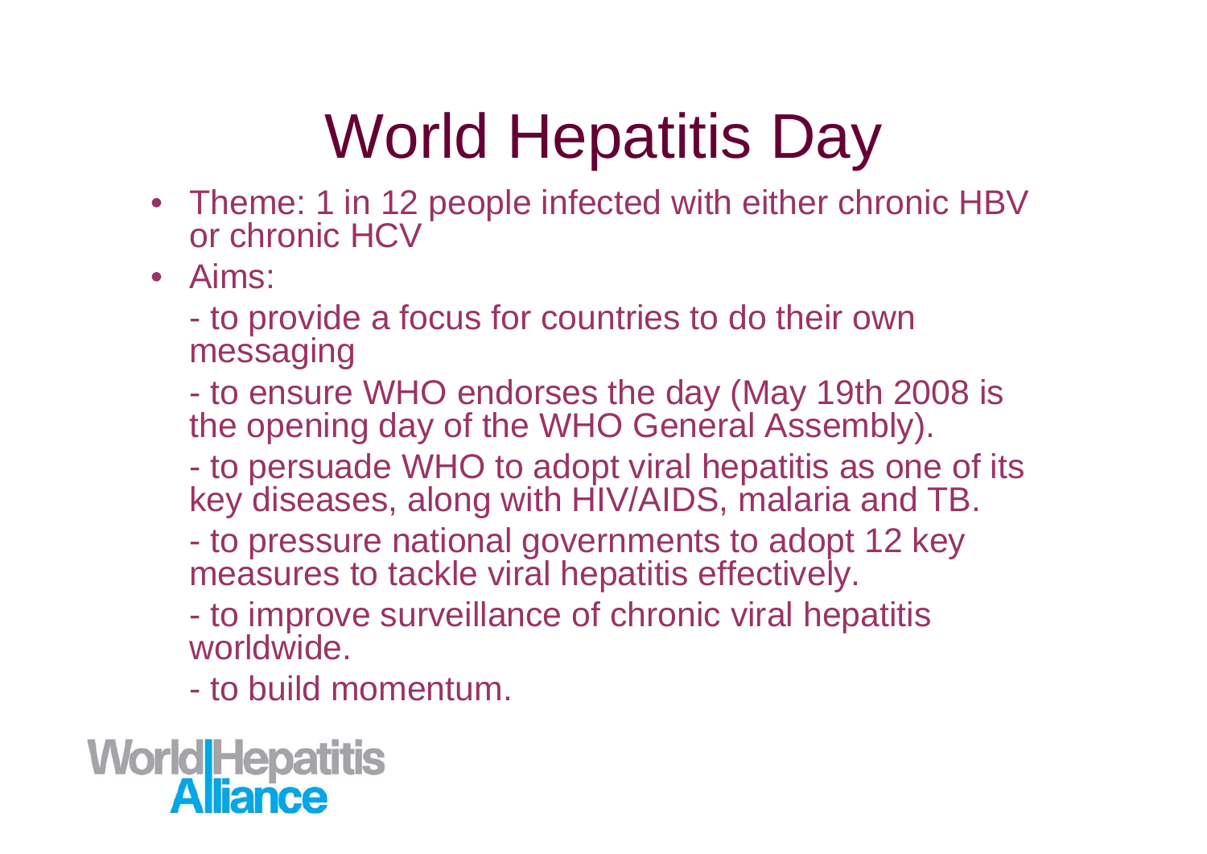# World Hepatitis Day

- Theme: 1 in 12 people infected with either chronic HBV or chronic HCV
- Aims:

  - to provide a focus for countries to do their own messaging

  - to ensure WHO endorses the day (May 19th 2008 is the opening day of the WHO General Assembly).

  - to persuade WHO to adopt viral hepatitis as one of its key diseases, along with HIV/AIDS, malaria and TB.

  - to pressure national governments to adopt 12 key measures to tackle viral hepatitis effectively.

  - to improve surveillance of chronic viral hepatitis worldwide.

  - to build momentum.

World Hepatitis Alliance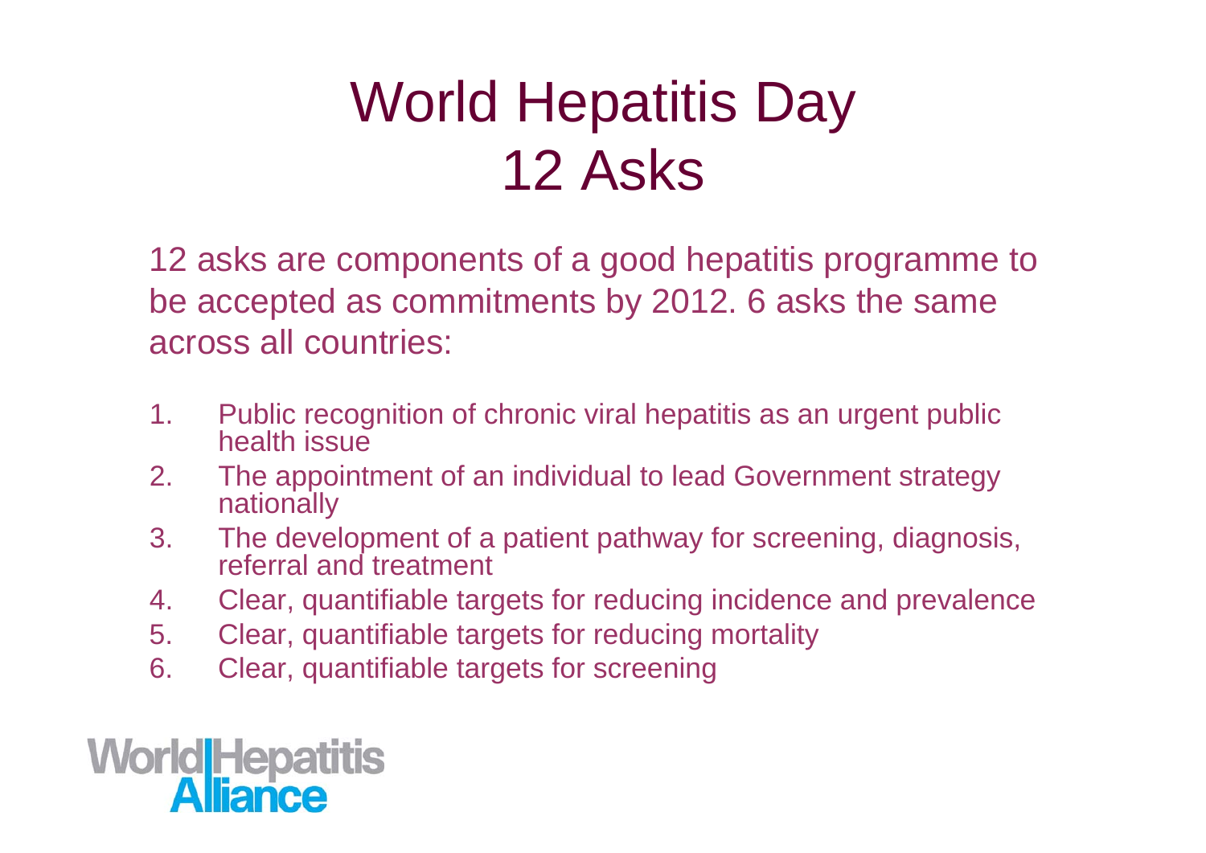# World Hepatitis Day
# 12 Asks

12 asks are components of a good hepatitis programme to be accepted as commitments by 2012. 6 asks the same across all countries:

1. Public recognition of chronic viral hepatitis as an urgent public health issue
2. The appointment of an individual to lead Government strategy nationally
3. The development of a patient pathway for screening, diagnosis, referral and treatment
4. Clear, quantifiable targets for reducing incidence and prevalence
5. Clear, quantifiable targets for reducing mortality
6. Clear, quantifiable targets for screening

World Hepatitis Alliance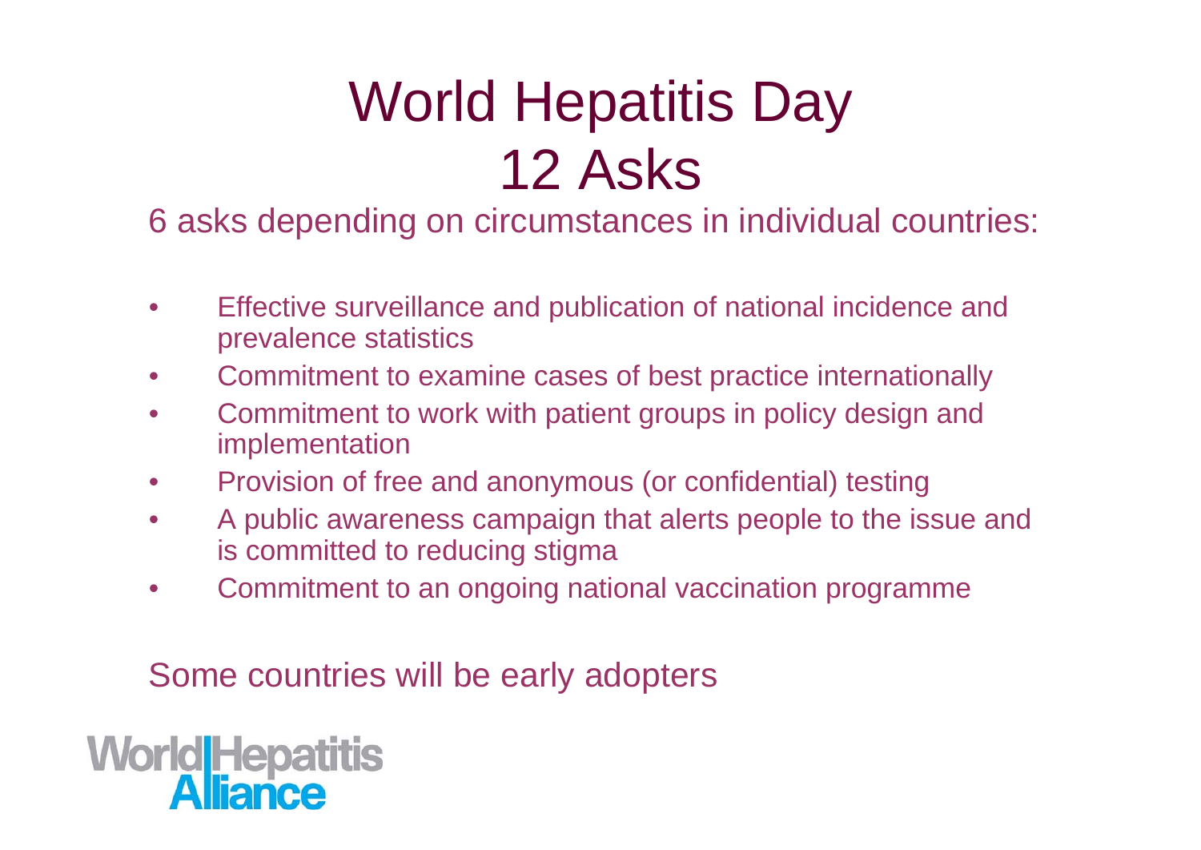# World Hepatitis Day
# 12 Asks

6 asks depending on circumstances in individual countries:

- Effective surveillance and publication of national incidence and prevalence statistics
- Commitment to examine cases of best practice internationally
- Commitment to work with patient groups in policy design and implementation
- Provision of free and anonymous (or confidential) testing
- A public awareness campaign that alerts people to the issue and is committed to reducing stigma
- Commitment to an ongoing national vaccination programme

Some countries will be early adopters

World Hepatitis Alliance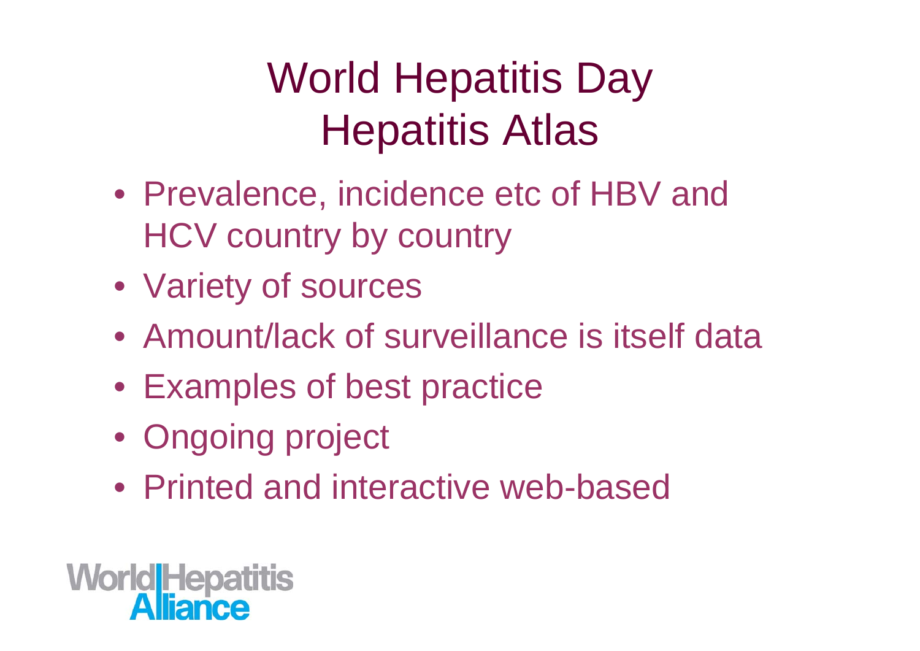# World Hepatitis Day
# Hepatitis Atlas

- Prevalence, incidence etc of HBV and HCV country by country
- Variety of sources
- Amount/lack of surveillance is itself data
- Examples of best practice
- Ongoing project
- Printed and interactive web-based

World|Hepatitis Alliance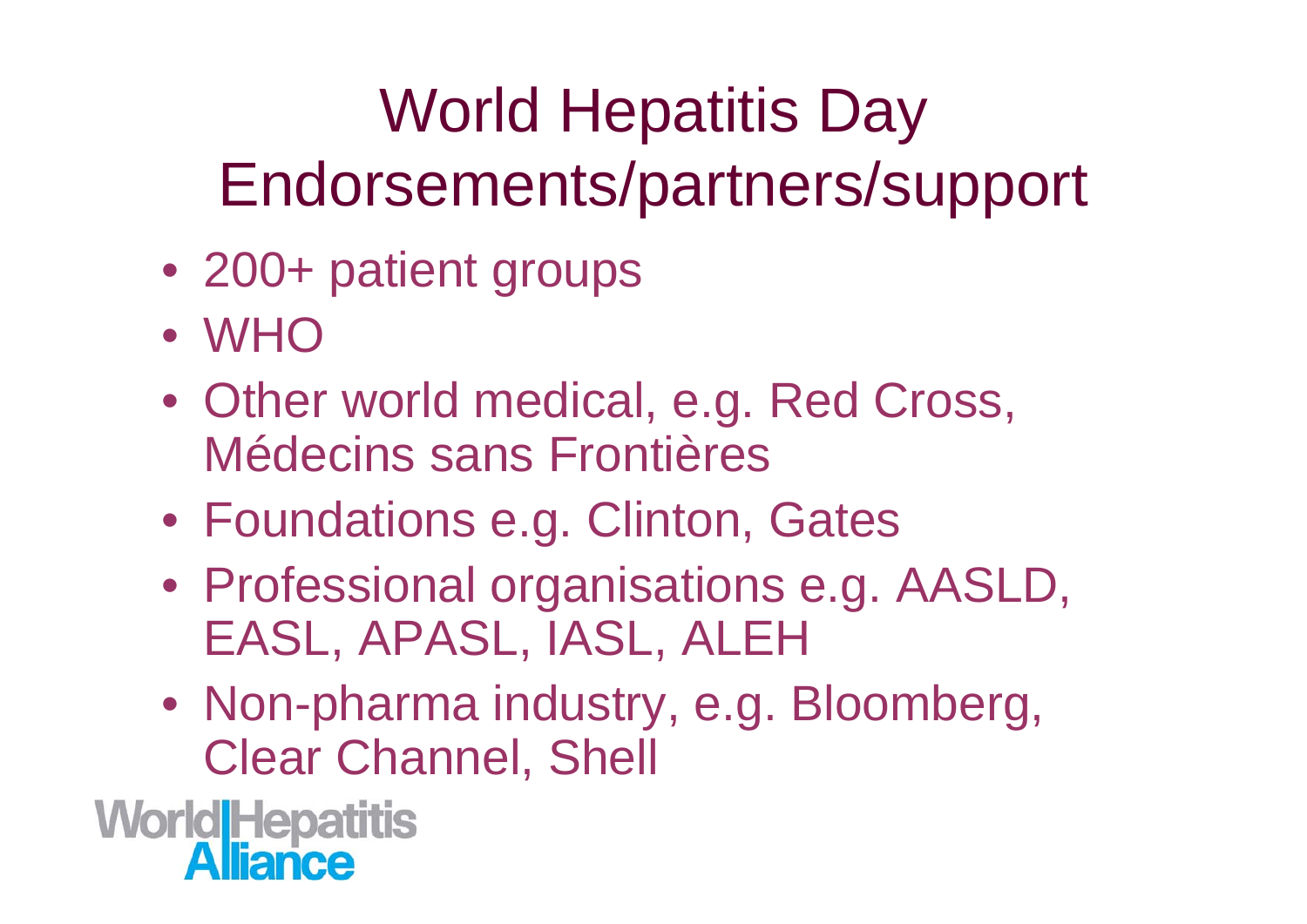# World Hepatitis Day Endorsements/partners/support

- 200+ patient groups
- WHO
- Other world medical, e.g. Red Cross, Médecins sans Frontières
- Foundations e.g. Clinton, Gates
- Professional organisations e.g. AASLD, EASL, APASL, IASL, ALEH
- Non-pharma industry, e.g. Bloomberg, Clear Channel, Shell

World|Hepatitis Alliance